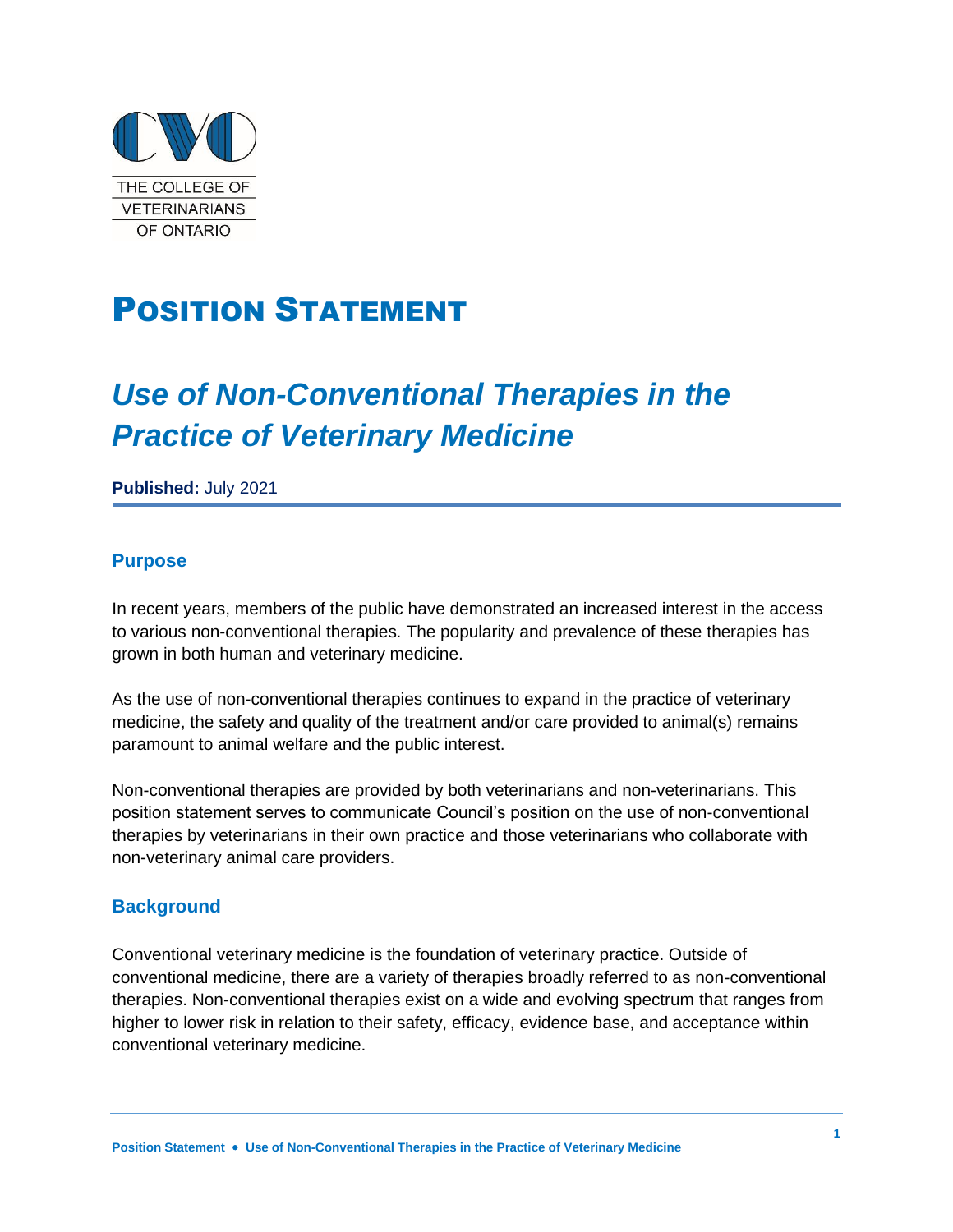THE COLLEGE OF VETERINARIANS OF ONTARIO

# Position Statement

## *Use of Non-Conventional Therapies in the Practice of Veterinary Medicine*

**Published:** July 2021

### Purpose

In recent years, members of the public have demonstrated an increased interest in the access to various non-conventional therapies. The popularity and prevalence of these therapies has grown in both human and veterinary medicine.

As the use of non-conventional therapies continues to expand in the practice of veterinary medicine, the safety and quality of the treatment and/or care provided to animal(s) remains paramount to animal welfare and the public interest.

Non-conventional therapies are provided by both veterinarians and non-veterinarians. This position statement serves to communicate Council's position on the use of non-conventional therapies by veterinarians in their own practice and those veterinarians who collaborate with non-veterinary animal care providers.

### Background

Conventional veterinary medicine is the foundation of veterinary practice. Outside of conventional medicine, there are a variety of therapies broadly referred to as non-conventional therapies. Non-conventional therapies exist on a wide and evolving spectrum that ranges from higher to lower risk in relation to their safety, efficacy, evidence base, and acceptance within conventional veterinary medicine.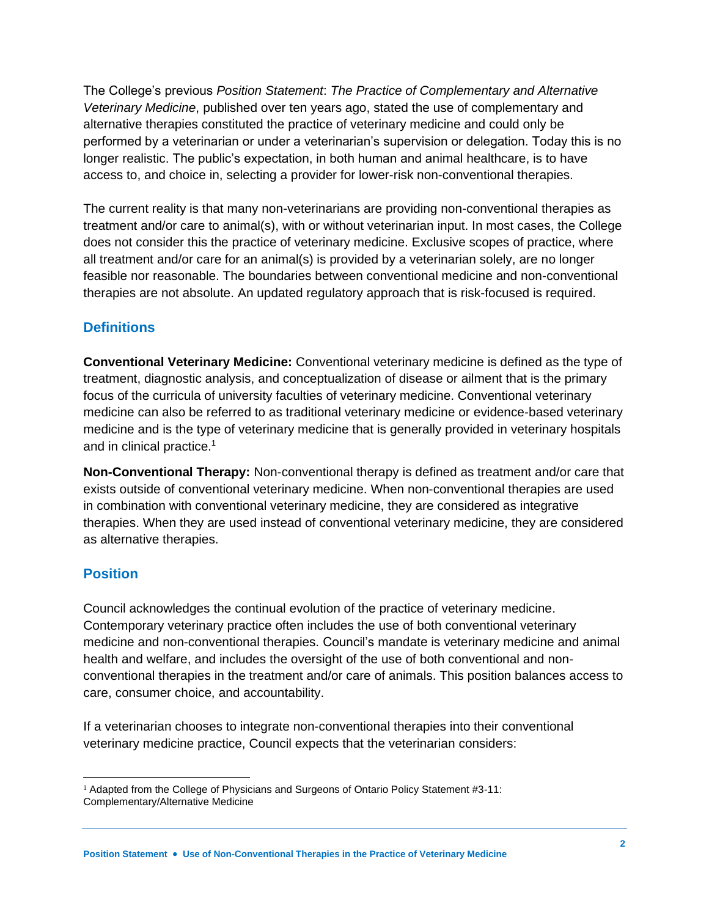The College's previous *Position Statement*: *The Practice of Complementary and Alternative Veterinary Medicine*, published over ten years ago, stated the use of complementary and alternative therapies constituted the practice of veterinary medicine and could only be performed by a veterinarian or under a veterinarian's supervision or delegation. Today this is no longer realistic. The public's expectation, in both human and animal healthcare, is to have access to, and choice in, selecting a provider for lower-risk non-conventional therapies.

The current reality is that many non-veterinarians are providing non-conventional therapies as treatment and/or care to animal(s), with or without veterinarian input. In most cases, the College does not consider this the practice of veterinary medicine. Exclusive scopes of practice, where all treatment and/or care for an animal(s) is provided by a veterinarian solely, are no longer feasible nor reasonable. The boundaries between conventional medicine and non-conventional therapies are not absolute. An updated regulatory approach that is risk-focused is required.

## Definitions

**Conventional Veterinary Medicine:** Conventional veterinary medicine is defined as the type of treatment, diagnostic analysis, and conceptualization of disease or ailment that is the primary focus of the curricula of university faculties of veterinary medicine. Conventional veterinary medicine can also be referred to as traditional veterinary medicine or evidence-based veterinary medicine and is the type of veterinary medicine that is generally provided in veterinary hospitals and in clinical practice.[1]

**Non-Conventional Therapy:** Non-conventional therapy is defined as treatment and/or care that exists outside of conventional veterinary medicine. When non-conventional therapies are used in combination with conventional veterinary medicine, they are considered as integrative therapies. When they are used instead of conventional veterinary medicine, they are considered as alternative therapies.

## Position

Council acknowledges the continual evolution of the practice of veterinary medicine. Contemporary veterinary practice often includes the use of both conventional veterinary medicine and non-conventional therapies. Council's mandate is veterinary medicine and animal health and welfare, and includes the oversight of the use of both conventional and non-conventional therapies in the treatment and/or care of animals. This position balances access to care, consumer choice, and accountability.

If a veterinarian chooses to integrate non-conventional therapies into their conventional veterinary medicine practice, Council expects that the veterinarian considers:

---

[1] Adapted from the College of Physicians and Surgeons of Ontario Policy Statement #3-11: Complementary/Alternative Medicine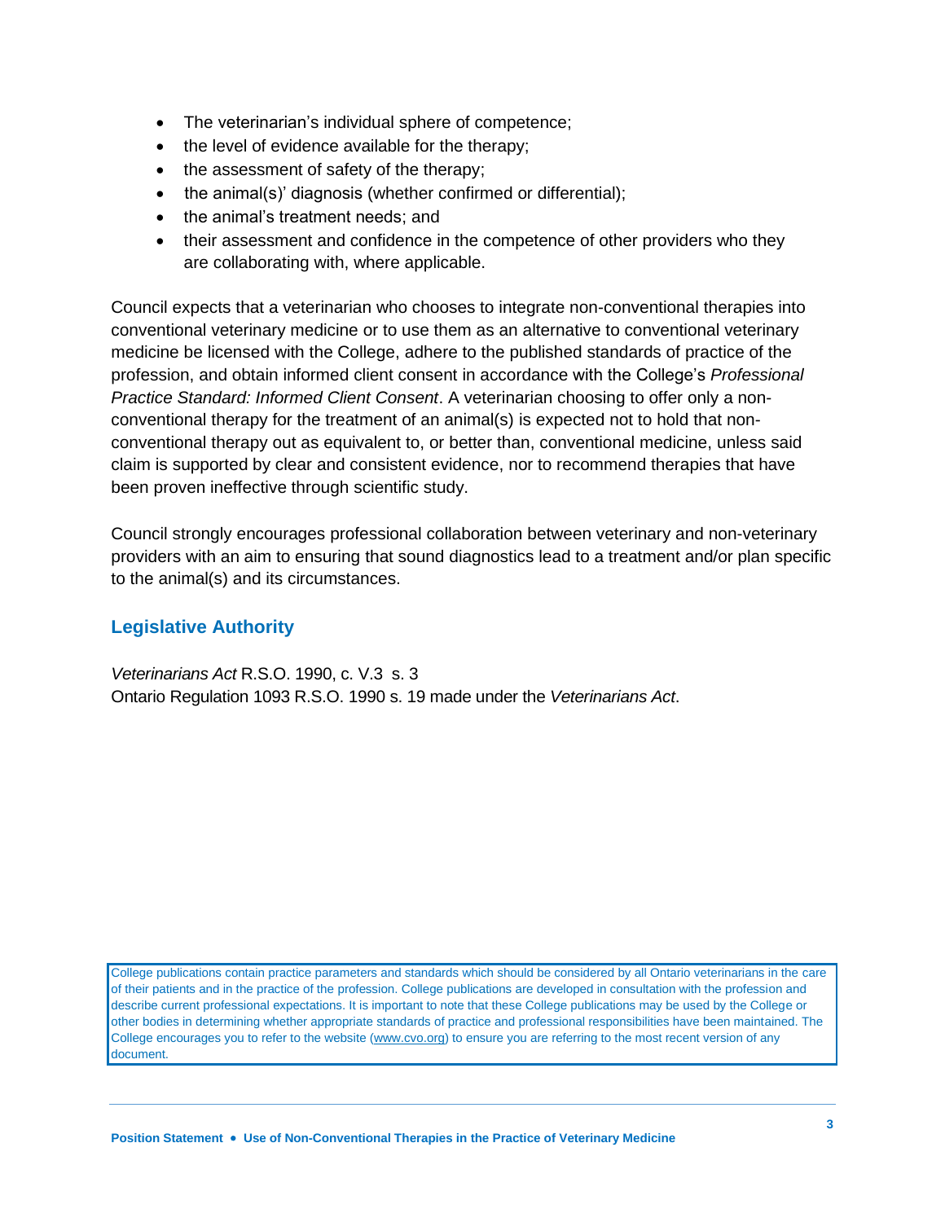- The veterinarian's individual sphere of competence;
- the level of evidence available for the therapy;
- the assessment of safety of the therapy;
- the animal(s)' diagnosis (whether confirmed or differential);
- the animal's treatment needs; and
- their assessment and confidence in the competence of other providers who they are collaborating with, where applicable.

Council expects that a veterinarian who chooses to integrate non-conventional therapies into conventional veterinary medicine or to use them as an alternative to conventional veterinary medicine be licensed with the College, adhere to the published standards of practice of the profession, and obtain informed client consent in accordance with the College's *Professional Practice Standard: Informed Client Consent*. A veterinarian choosing to offer only a non-conventional therapy for the treatment of an animal(s) is expected not to hold that non-conventional therapy out as equivalent to, or better than, conventional medicine, unless said claim is supported by clear and consistent evidence, nor to recommend therapies that have been proven ineffective through scientific study.

Council strongly encourages professional collaboration between veterinary and non-veterinary providers with an aim to ensuring that sound diagnostics lead to a treatment and/or plan specific to the animal(s) and its circumstances.

## Legislative Authority

*Veterinarians Act* R.S.O. 1990, c. V.3 s. 3
Ontario Regulation 1093 R.S.O. 1990 s. 19 made under the *Veterinarians Act*.

College publications contain practice parameters and standards which should be considered by all Ontario veterinarians in the care of their patients and in the practice of the profession. College publications are developed in consultation with the profession and describe current professional expectations. It is important to note that these College publications may be used by the College or other bodies in determining whether appropriate standards of practice and professional responsibilities have been maintained. The College encourages you to refer to the website (www.cvo.org) to ensure you are referring to the most recent version of any document.